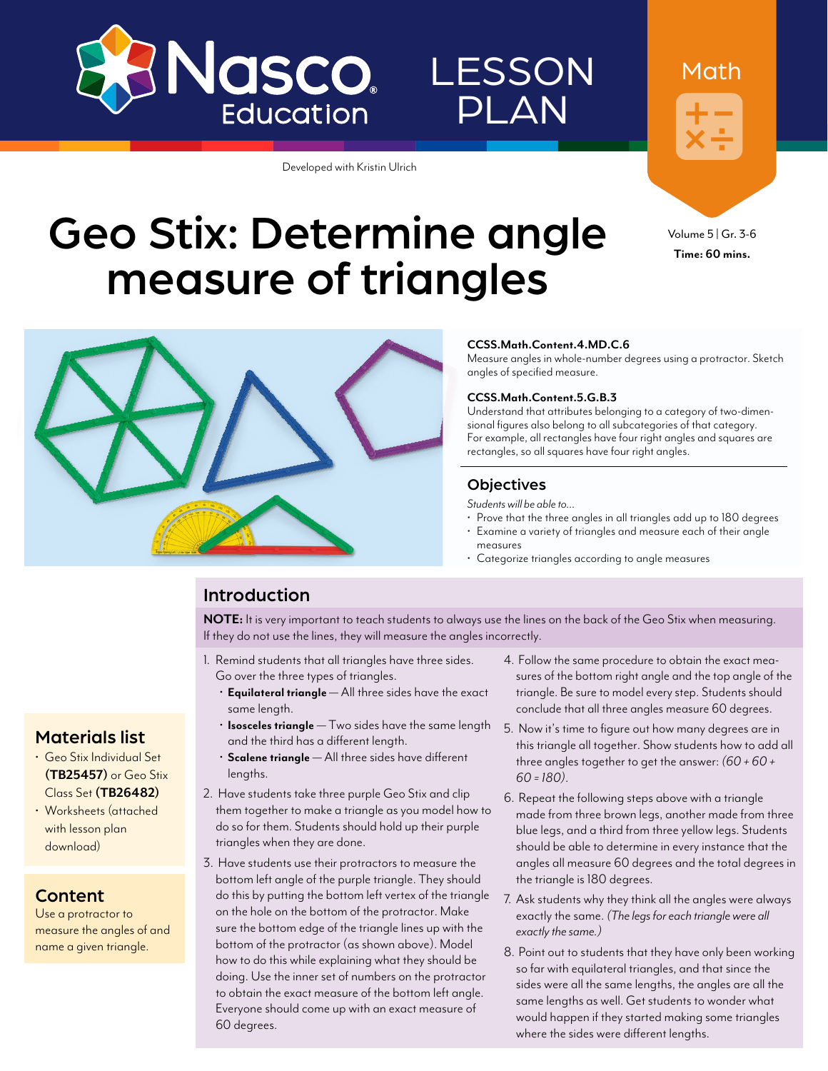Nasco Education

LESSON PLAN

Math

Developed with Kristin Ulrich

# Geo Stix: Determine angle measure of triangles

Volume 5 | Gr. 3-6

**Time: 60 mins.**

**CCSS.Math.Content.4.MD.C.6**
Measure angles in whole-number degrees using a protractor. Sketch angles of specified measure.

**CCSS.Math.Content.5.G.B.3**
Understand that attributes belonging to a category of two-dimensional figures also belong to all subcategories of that category. For example, all rectangles have four right angles and squares are rectangles, so all squares have four right angles.

## Objectives

*Students will be able to...*

- Prove that the three angles in all triangles add up to 180 degrees
- Examine a variety of triangles and measure each of their angle measures
- Categorize triangles according to angle measures

## Materials list

- Geo Stix Individual Set **(TB25457)** or Geo Stix Class Set **(TB26482)**
- Worksheets (attached with lesson plan download)

## Content

Use a protractor to measure the angles of and name a given triangle.

## Introduction

**NOTE:** It is very important to teach students to always use the lines on the back of the Geo Stix when measuring. If they do not use the lines, they will measure the angles incorrectly.

1. Remind students that all triangles have three sides. Go over the three types of triangles.
   - **Equilateral triangle** — All three sides have the exact same length.
   - **Isosceles triangle** — Two sides have the same length and the third has a different length.
   - **Scalene triangle** — All three sides have different lengths.
2. Have students take three purple Geo Stix and clip them together to make a triangle as you model how to do so for them. Students should hold up their purple triangles when they are done.
3. Have students use their protractors to measure the bottom left angle of the purple triangle. They should do this by putting the bottom left vertex of the triangle on the hole on the bottom of the protractor. Make sure the bottom edge of the triangle lines up with the bottom of the protractor (as shown above). Model how to do this while explaining what they should be doing. Use the inner set of numbers on the protractor to obtain the exact measure of the bottom left angle. Everyone should come up with an exact measure of 60 degrees.
4. Follow the same procedure to obtain the exact measures of the bottom right angle and the top angle of the triangle. Be sure to model every step. Students should conclude that all three angles measure 60 degrees.
5. Now it's time to figure out how many degrees are in this triangle all together. Show students how to add all three angles together to get the answer: *(60 + 60 + 60 = 180)*.
6. Repeat the following steps above with a triangle made from three brown legs, another made from three blue legs, and a third from three yellow legs. Students should be able to determine in every instance that the angles all measure 60 degrees and the total degrees in the triangle is 180 degrees.
7. Ask students why they think all the angles were always exactly the same. *(The legs for each triangle were all exactly the same.)*
8. Point out to students that they have only been working so far with equilateral triangles, and that since the sides were all the same lengths, the angles are all the same lengths as well. Get students to wonder what would happen if they started making some triangles where the sides were different lengths.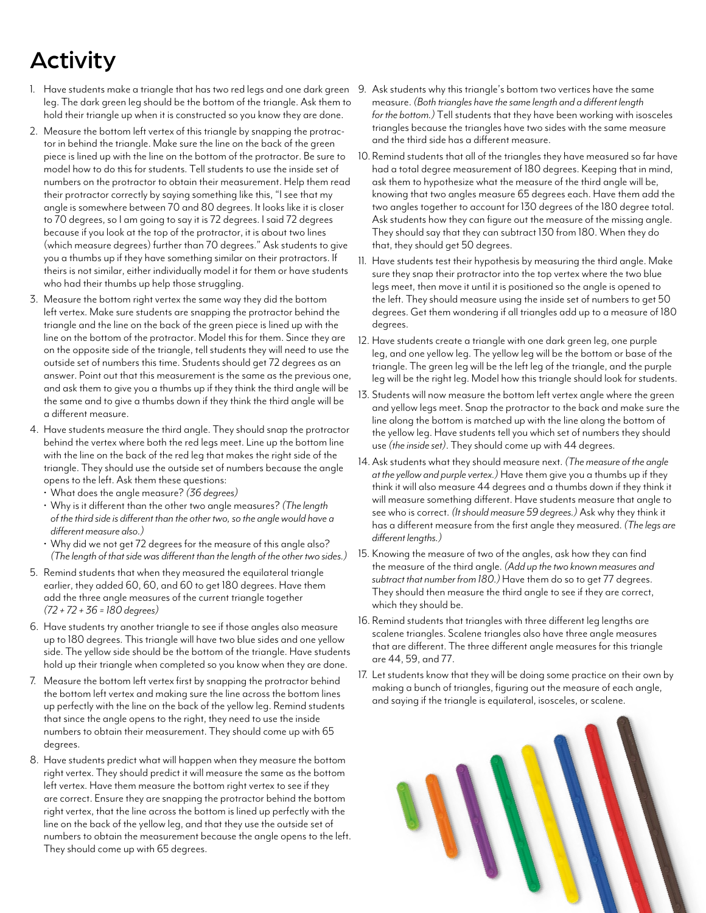# Activity

1. Have students make a triangle that has two red legs and one dark green leg. The dark green leg should be the bottom of the triangle. Ask them to hold their triangle up when it is constructed so you know they are done.
2. Measure the bottom left vertex of this triangle by snapping the protractor in behind the triangle. Make sure the line on the back of the green piece is lined up with the line on the bottom of the protractor. Be sure to model how to do this for students. Tell students to use the inside set of numbers on the protractor to obtain their measurement. Help them read their protractor correctly by saying something like this, "I see that my angle is somewhere between 70 and 80 degrees. It looks like it is closer to 70 degrees, so I am going to say it is 72 degrees. I said 72 degrees because if you look at the top of the protractor, it is about two lines (which measure degrees) further than 70 degrees." Ask students to give you a thumbs up if they have something similar on their protractors. If theirs is not similar, either individually model it for them or have students who had their thumbs up help those struggling.
3. Measure the bottom right vertex the same way they did the bottom left vertex. Make sure students are snapping the protractor behind the triangle and the line on the back of the green piece is lined up with the line on the bottom of the protractor. Model this for them. Since they are on the opposite side of the triangle, tell students they will need to use the outside set of numbers this time. Students should get 72 degrees as an answer. Point out that this measurement is the same as the previous one, and ask them to give you a thumbs up if they think the third angle will be the same and to give a thumbs down if they think the third angle will be a different measure.
4. Have students measure the third angle. They should snap the protractor behind the vertex where both the red legs meet. Line up the bottom line with the line on the back of the red leg that makes the right side of the triangle. They should use the outside set of numbers because the angle opens to the left. Ask them these questions:
   - What does the angle measure? *(36 degrees)*
   - Why is it different than the other two angle measures? *(The length of the third side is different than the other two, so the angle would have a different measure also.)*
   - Why did we not get 72 degrees for the measure of this angle also? *(The length of that side was different than the length of the other two sides.)*
5. Remind students that when they measured the equilateral triangle earlier, they added 60, 60, and 60 to get 180 degrees. Have them add the three angle measures of the current triangle together *(72 + 72 + 36 = 180 degrees)*
6. Have students try another triangle to see if those angles also measure up to 180 degrees. This triangle will have two blue sides and one yellow side. The yellow side should be the bottom of the triangle. Have students hold up their triangle when completed so you know when they are done.
7. Measure the bottom left vertex first by snapping the protractor behind the bottom left vertex and making sure the line across the bottom lines up perfectly with the line on the back of the yellow leg. Remind students that since the angle opens to the right, they need to use the inside numbers to obtain their measurement. They should come up with 65 degrees.
8. Have students predict what will happen when they measure the bottom right vertex. They should predict it will measure the same as the bottom left vertex. Have them measure the bottom right vertex to see if they are correct. Ensure they are snapping the protractor behind the bottom right vertex, that the line across the bottom is lined up perfectly with the line on the back of the yellow leg, and that they use the outside set of numbers to obtain the measurement because the angle opens to the left. They should come up with 65 degrees.
9. Ask students why this triangle's bottom two vertices have the same measure. *(Both triangles have the same length and a different length for the bottom.)* Tell students that they have been working with isosceles triangles because the triangles have two sides with the same measure and the third side has a different measure.
10. Remind students that all of the triangles they have measured so far have had a total degree measurement of 180 degrees. Keeping that in mind, ask them to hypothesize what the measure of the third angle will be, knowing that two angles measure 65 degrees each. Have them add the two angles together to account for 130 degrees of the 180 degree total. Ask students how they can figure out the measure of the missing angle. They should say that they can subtract 130 from 180. When they do that, they should get 50 degrees.
11. Have students test their hypothesis by measuring the third angle. Make sure they snap their protractor into the top vertex where the two blue legs meet, then move it until it is positioned so the angle is opened to the left. They should measure using the inside set of numbers to get 50 degrees. Get them wondering if all triangles add up to a measure of 180 degrees.
12. Have students create a triangle with one dark green leg, one purple leg, and one yellow leg. The yellow leg will be the bottom or base of the triangle. The green leg will be the left leg of the triangle, and the purple leg will be the right leg. Model how this triangle should look for students.
13. Students will now measure the bottom left vertex angle where the green and yellow legs meet. Snap the protractor to the back and make sure the line along the bottom is matched up with the line along the bottom of the yellow leg. Have students tell you which set of numbers they should use *(the inside set)*. They should come up with 44 degrees.
14. Ask students what they should measure next. *(The measure of the angle at the yellow and purple vertex.)* Have them give you a thumbs up if they think it will also measure 44 degrees and a thumbs down if they think it will measure something different. Have students measure that angle to see who is correct. *(It should measure 59 degrees.)* Ask why they think it has a different measure from the first angle they measured. *(The legs are different lengths.)*
15. Knowing the measure of two of the angles, ask how they can find the measure of the third angle. *(Add up the two known measures and subtract that number from 180.)* Have them do so to get 77 degrees. They should then measure the third angle to see if they are correct, which they should be.
16. Remind students that triangles with three different leg lengths are scalene triangles. Scalene triangles also have three angle measures that are different. The three different angle measures for this triangle are 44, 59, and 77.
17. Let students know that they will be doing some practice on their own by making a bunch of triangles, figuring out the measure of each angle, and saying if the triangle is equilateral, isosceles, or scalene.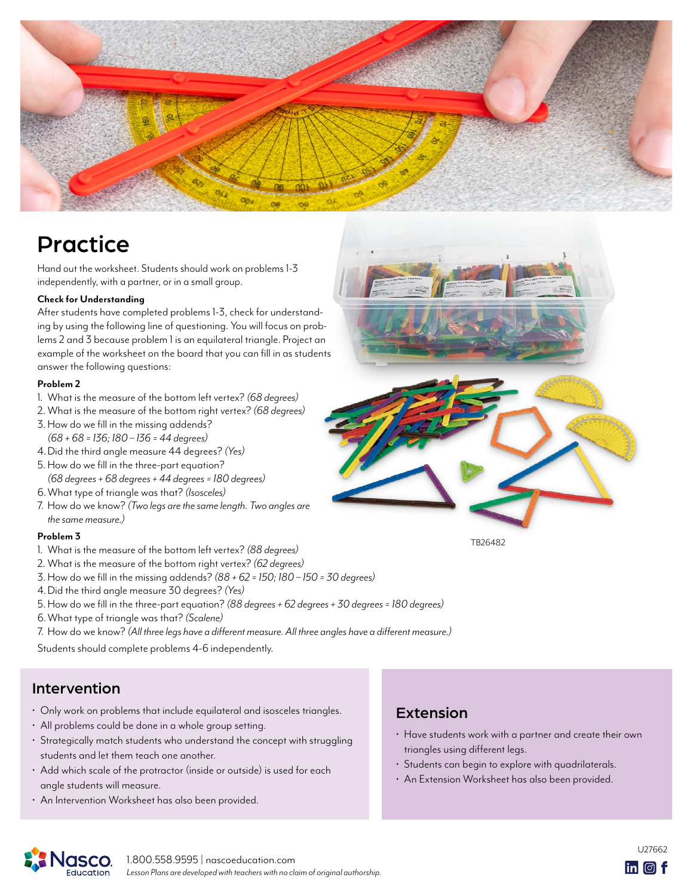# Practice

Hand out the worksheet. Students should work on problems 1-3 independently, with a partner, or in a small group.

**Check for Understanding**

After students have completed problems 1-3, check for understanding by using the following line of questioning. You will focus on problems 2 and 3 because problem 1 is an equilateral triangle. Project an example of the worksheet on the board that you can fill in as students answer the following questions:

**Problem 2**

1. What is the measure of the bottom left vertex? *(68 degrees)*
2. What is the measure of the bottom right vertex? *(68 degrees)*
3. How do we fill in the missing addends? *(68 + 68 = 136; 180 – 136 = 44 degrees)*
4. Did the third angle measure 44 degrees? *(Yes)*
5. How do we fill in the three-part equation? *(68 degrees + 68 degrees + 44 degrees = 180 degrees)*
6. What type of triangle was that? *(Isosceles)*
7. How do we know? *(Two legs are the same length. Two angles are the same measure.)*

**Problem 3**

1. What is the measure of the bottom left vertex? *(88 degrees)*
2. What is the measure of the bottom right vertex? *(62 degrees)*
3. How do we fill in the missing addends? *(88 + 62 = 150; 180 – 150 = 30 degrees)*
4. Did the third angle measure 30 degrees? *(Yes)*
5. How do we fill in the three-part equation? *(88 degrees + 62 degrees + 30 degrees = 180 degrees)*
6. What type of triangle was that? *(Scalene)*
7. How do we know? *(All three legs have a different measure. All three angles have a different measure.)*

Students should complete problems 4-6 independently.

TB26482

## Intervention

- Only work on problems that include equilateral and isosceles triangles.
- All problems could be done in a whole group setting.
- Strategically match students who understand the concept with struggling students and let them teach one another.
- Add which scale of the protractor (inside or outside) is used for each angle students will measure.
- An Intervention Worksheet has also been provided.

## Extension

- Have students work with a partner and create their own triangles using different legs.
- Students can begin to explore with quadrilaterals.
- An Extension Worksheet has also been provided.

1.800.558.9595 | nascoeducation.com

*Lesson Plans are developed with teachers with no claim of original authorship.*

U27662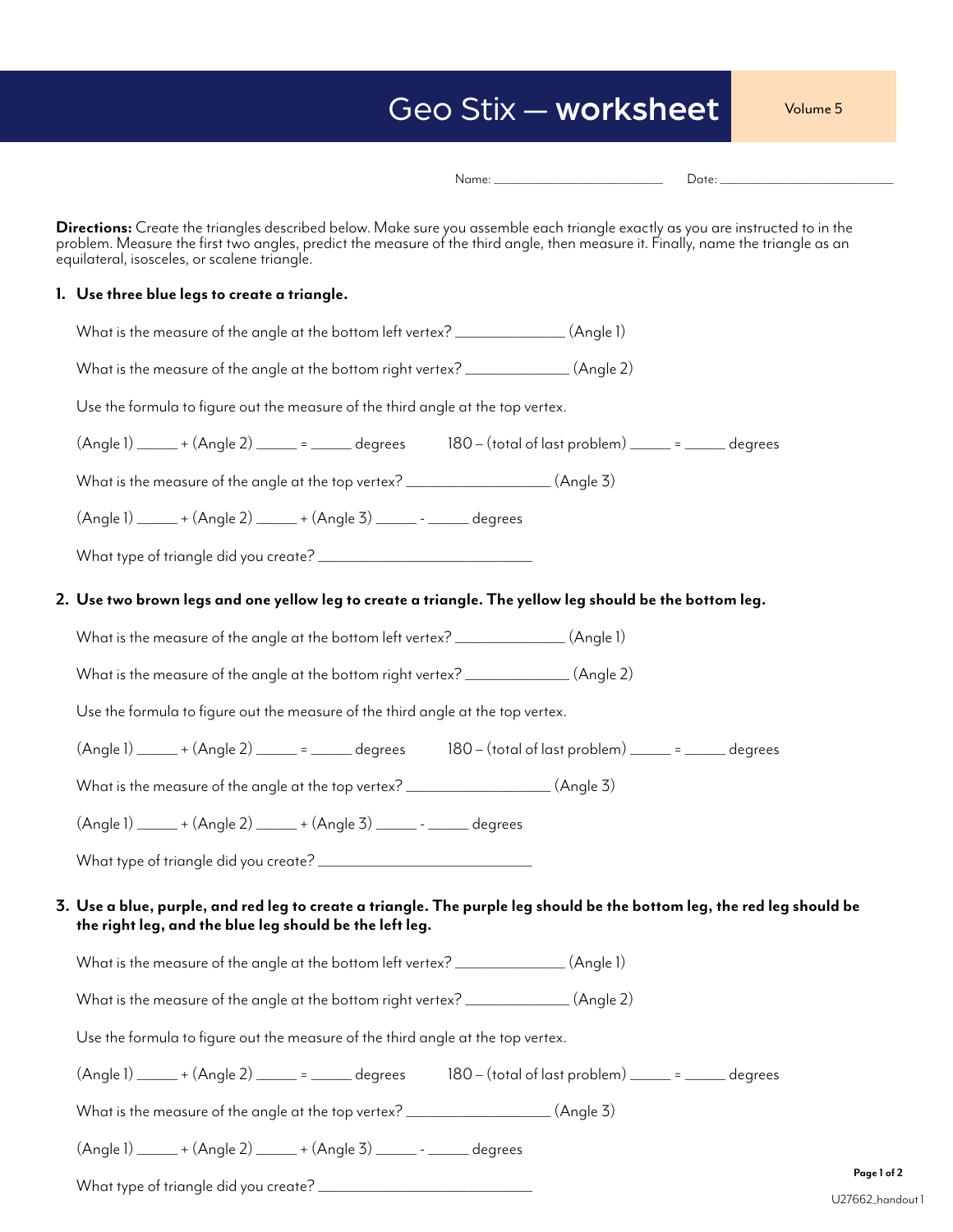# Geo Stix — **worksheet**

Volume 5

Name: ______________________ Date: ______________________

**Directions:** Create the triangles described below. Make sure you assemble each triangle exactly as you are instructed to in the problem. Measure the first two angles, predict the measure of the third angle, then measure it. Finally, name the triangle as an equilateral, isosceles, or scalene triangle.

**1. Use three blue legs to create a triangle.**

What is the measure of the angle at the bottom left vertex? ______________ (Angle 1)

What is the measure of the angle at the bottom right vertex? ______________ (Angle 2)

Use the formula to figure out the measure of the third angle at the top vertex.

(Angle 1) _____ + (Angle 2) _____ = _____ degrees     180 – (total of last problem) _____ = _____ degrees

What is the measure of the angle at the top vertex? __________________ (Angle 3)

(Angle 1) _____ + (Angle 2) _____ + (Angle 3) _____ - _____ degrees

What type of triangle did you create? ___________________________

**2. Use two brown legs and one yellow leg to create a triangle. The yellow leg should be the bottom leg.**

What is the measure of the angle at the bottom left vertex? ______________ (Angle 1)

What is the measure of the angle at the bottom right vertex? ______________ (Angle 2)

Use the formula to figure out the measure of the third angle at the top vertex.

(Angle 1) _____ + (Angle 2) _____ = _____ degrees     180 – (total of last problem) _____ = _____ degrees

What is the measure of the angle at the top vertex? __________________ (Angle 3)

(Angle 1) _____ + (Angle 2) _____ + (Angle 3) _____ - _____ degrees

What type of triangle did you create? ___________________________

**3. Use a blue, purple, and red leg to create a triangle. The purple leg should be the bottom leg, the red leg should be the right leg, and the blue leg should be the left leg.**

What is the measure of the angle at the bottom left vertex? ______________ (Angle 1)

What is the measure of the angle at the bottom right vertex? ______________ (Angle 2)

Use the formula to figure out the measure of the third angle at the top vertex.

(Angle 1) _____ + (Angle 2) _____ = _____ degrees     180 – (total of last problem) _____ = _____ degrees

What is the measure of the angle at the top vertex? __________________ (Angle 3)

(Angle 1) _____ + (Angle 2) _____ + (Angle 3) _____ - _____ degrees

What type of triangle did you create? ___________________________

U27662_handout 1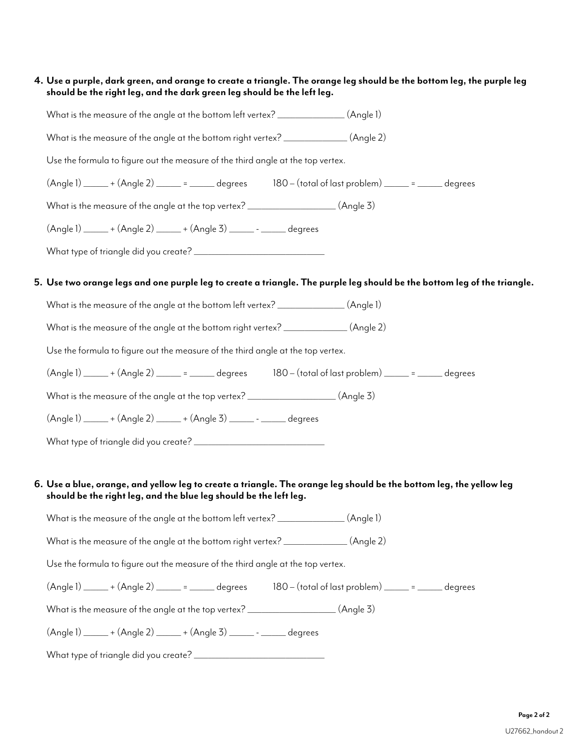4. **Use a purple, dark green, and orange to create a triangle. The orange leg should be the bottom leg, the purple leg should be the right leg, and the dark green leg should be the left leg.**

   What is the measure of the angle at the bottom left vertex? _______________ (Angle 1)

   What is the measure of the angle at the bottom right vertex? _______________ (Angle 2)

   Use the formula to figure out the measure of the third angle at the top vertex.

   (Angle 1) ______ + (Angle 2) ______ = ______ degrees      180 – (total of last problem) ______ = ______ degrees

   What is the measure of the angle at the top vertex? ____________________ (Angle 3)

   (Angle 1) ______ + (Angle 2) ______ + (Angle 3) ______ - ______ degrees

   What type of triangle did you create? ______________________________

5. **Use two orange legs and one purple leg to create a triangle. The purple leg should be the bottom leg of the triangle.**

   What is the measure of the angle at the bottom left vertex? _______________ (Angle 1)

   What is the measure of the angle at the bottom right vertex? _______________ (Angle 2)

   Use the formula to figure out the measure of the third angle at the top vertex.

   (Angle 1) ______ + (Angle 2) ______ = ______ degrees      180 – (total of last problem) ______ = ______ degrees

   What is the measure of the angle at the top vertex? ____________________ (Angle 3)

   (Angle 1) ______ + (Angle 2) ______ + (Angle 3) ______ - ______ degrees

   What type of triangle did you create? ______________________________

6. **Use a blue, orange, and yellow leg to create a triangle. The orange leg should be the bottom leg, the yellow leg should be the right leg, and the blue leg should be the left leg.**

   What is the measure of the angle at the bottom left vertex? _______________ (Angle 1)

   What is the measure of the angle at the bottom right vertex? _______________ (Angle 2)

   Use the formula to figure out the measure of the third angle at the top vertex.

   (Angle 1) ______ + (Angle 2) ______ = ______ degrees      180 – (total of last problem) ______ = ______ degrees

   What is the measure of the angle at the top vertex? ____________________ (Angle 3)

   (Angle 1) ______ + (Angle 2) ______ + (Angle 3) ______ - ______ degrees

   What type of triangle did you create? ______________________________

U27662_handout 2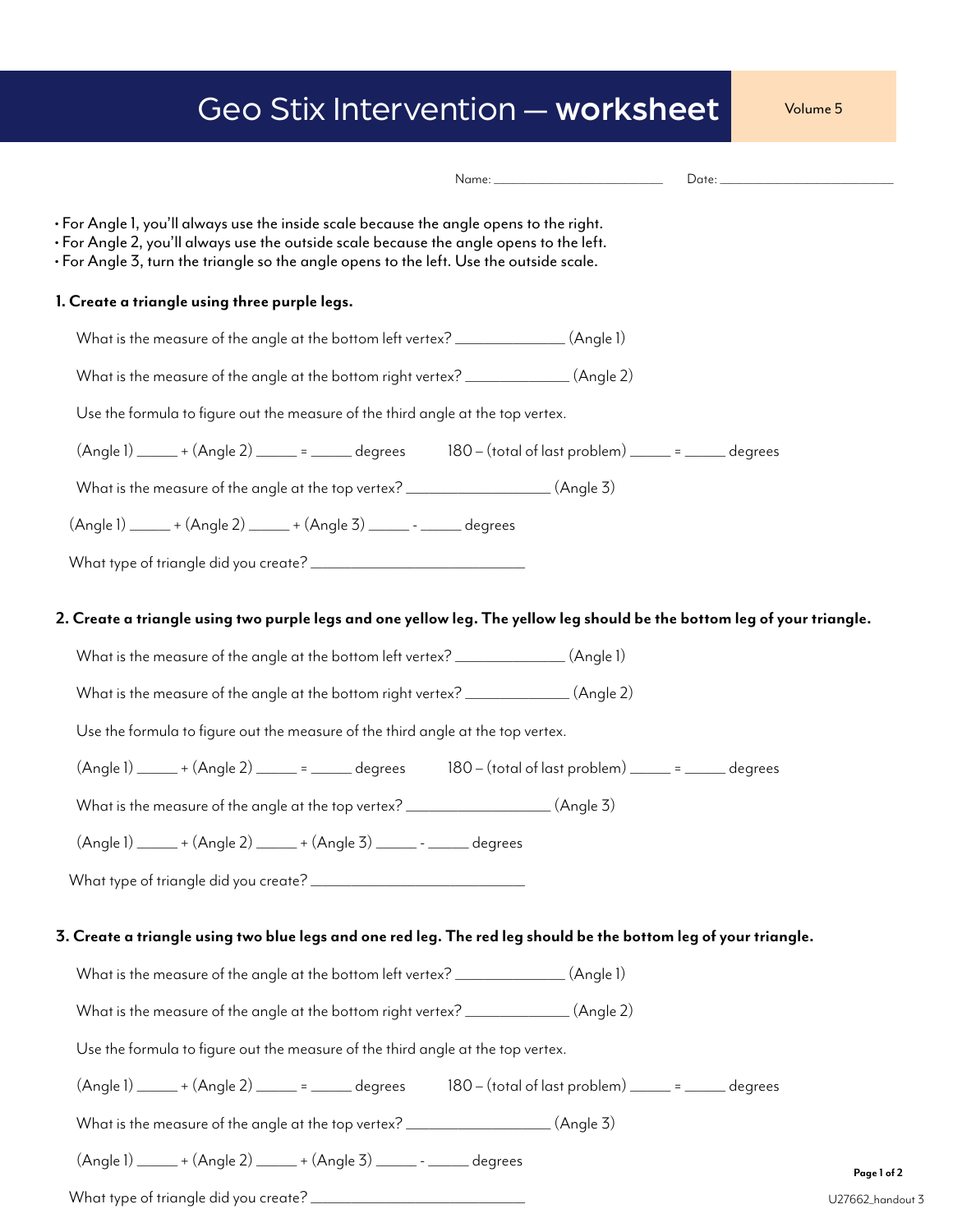# Geo Stix Intervention — **worksheet**

Volume 5

Name: ________________________ Date: ________________________

- For Angle 1, you'll always use the inside scale because the angle opens to the right.
- For Angle 2, you'll always use the outside scale because the angle opens to the left.
- For Angle 3, turn the triangle so the angle opens to the left. Use the outside scale.

**1. Create a triangle using three purple legs.**

What is the measure of the angle at the bottom left vertex? ______________ (Angle 1)

What is the measure of the angle at the bottom right vertex? ______________ (Angle 2)

Use the formula to figure out the measure of the third angle at the top vertex.

(Angle 1) _____ + (Angle 2) _____ = _____ degrees     180 – (total of last problem) _____ = _____ degrees

What is the measure of the angle at the top vertex? __________________ (Angle 3)

(Angle 1) _____ + (Angle 2) _____ + (Angle 3) _____ - _____ degrees

What type of triangle did you create? ____________________________

**2. Create a triangle using two purple legs and one yellow leg. The yellow leg should be the bottom leg of your triangle.**

What is the measure of the angle at the bottom left vertex? ______________ (Angle 1)

What is the measure of the angle at the bottom right vertex? ______________ (Angle 2)

Use the formula to figure out the measure of the third angle at the top vertex.

(Angle 1) _____ + (Angle 2) _____ = _____ degrees     180 – (total of last problem) _____ = _____ degrees

What is the measure of the angle at the top vertex? __________________ (Angle 3)

(Angle 1) _____ + (Angle 2) _____ + (Angle 3) _____ - _____ degrees

What type of triangle did you create? ____________________________

**3. Create a triangle using two blue legs and one red leg. The red leg should be the bottom leg of your triangle.**

What is the measure of the angle at the bottom left vertex? ______________ (Angle 1)

What is the measure of the angle at the bottom right vertex? ______________ (Angle 2)

Use the formula to figure out the measure of the third angle at the top vertex.

(Angle 1) _____ + (Angle 2) _____ = _____ degrees     180 – (total of last problem) _____ = _____ degrees

What is the measure of the angle at the top vertex? __________________ (Angle 3)

(Angle 1) _____ + (Angle 2) _____ + (Angle 3) _____ - _____ degrees

What type of triangle did you create? ____________________________

U27662_handout 3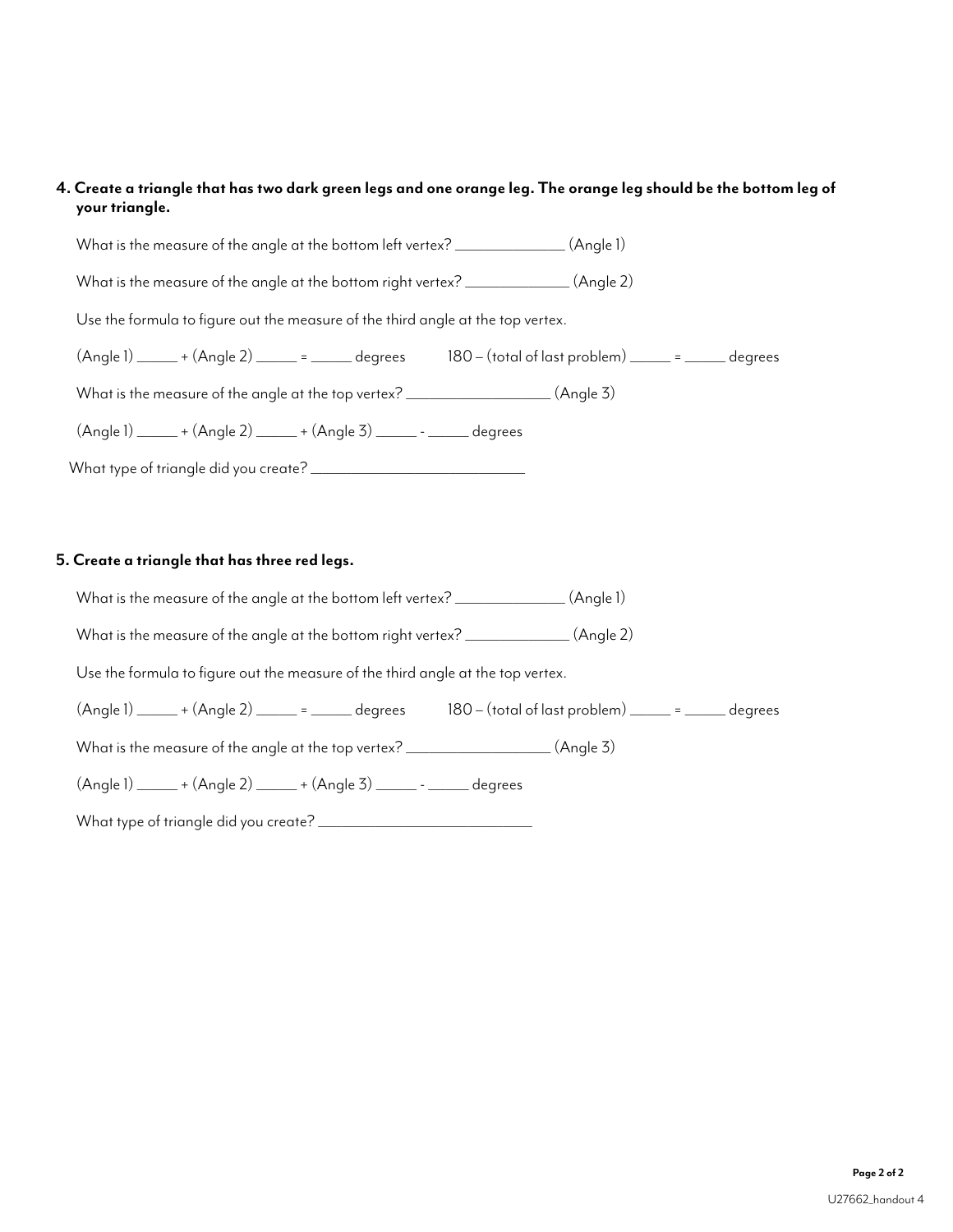**4. Create a triangle that has two dark green legs and one orange leg. The orange leg should be the bottom leg of your triangle.**

What is the measure of the angle at the bottom left vertex? _______________ (Angle 1)

What is the measure of the angle at the bottom right vertex? _______________ (Angle 2)

Use the formula to figure out the measure of the third angle at the top vertex.

(Angle 1) ______ + (Angle 2) ______ = ______ degrees      180 – (total of last problem) ______ = ______ degrees

What is the measure of the angle at the top vertex? ____________________ (Angle 3)

(Angle 1) ______ + (Angle 2) ______ + (Angle 3) ______ - ______ degrees

What type of triangle did you create? ______________________________

**5. Create a triangle that has three red legs.**

What is the measure of the angle at the bottom left vertex? _______________ (Angle 1)

What is the measure of the angle at the bottom right vertex? _______________ (Angle 2)

Use the formula to figure out the measure of the third angle at the top vertex.

(Angle 1) ______ + (Angle 2) ______ = ______ degrees      180 – (total of last problem) ______ = ______ degrees

What is the measure of the angle at the top vertex? ____________________ (Angle 3)

(Angle 1) ______ + (Angle 2) ______ + (Angle 3) ______ - ______ degrees

What type of triangle did you create? ______________________________

U27662_handout 4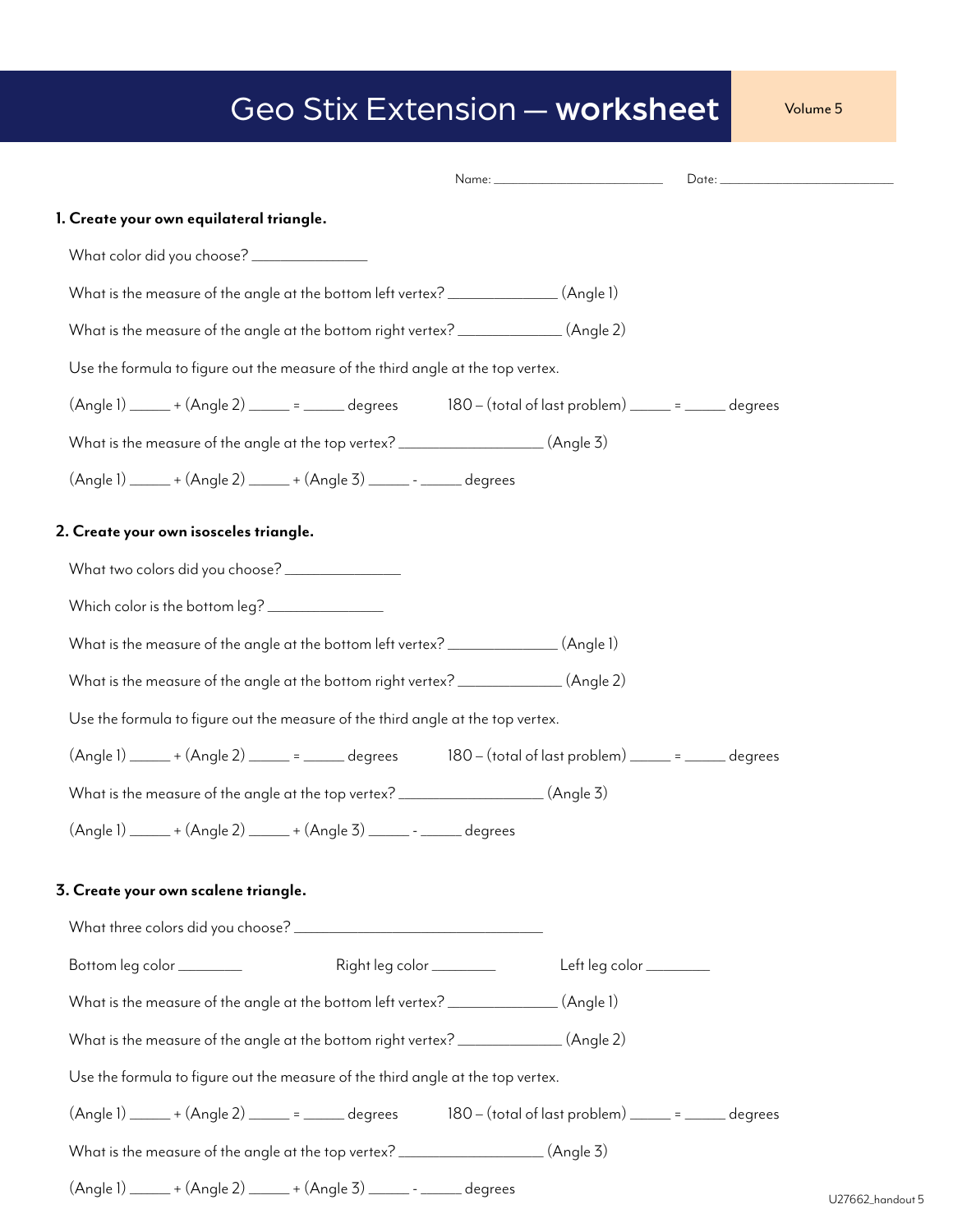# Geo Stix Extension — **worksheet**

Volume 5

Name: ______________________ Date: ______________________

**1. Create your own equilateral triangle.**

What color did you choose? _______________

What is the measure of the angle at the bottom left vertex? ______________ (Angle 1)

What is the measure of the angle at the bottom right vertex? ______________ (Angle 2)

Use the formula to figure out the measure of the third angle at the top vertex.

(Angle 1) _____ + (Angle 2) _____ = _____ degrees 180 – (total of last problem) _____ = _____ degrees

What is the measure of the angle at the top vertex? ___________________ (Angle 3)

(Angle 1) _____ + (Angle 2) _____ + (Angle 3) _____ - _____ degrees

**2. Create your own isosceles triangle.**

What two colors did you choose? _______________

Which color is the bottom leg? _______________

What is the measure of the angle at the bottom left vertex? ______________ (Angle 1)

What is the measure of the angle at the bottom right vertex? ______________ (Angle 2)

Use the formula to figure out the measure of the third angle at the top vertex.

(Angle 1) _____ + (Angle 2) _____ = _____ degrees 180 – (total of last problem) _____ = _____ degrees

What is the measure of the angle at the top vertex? ___________________ (Angle 3)

(Angle 1) _____ + (Angle 2) _____ + (Angle 3) _____ - _____ degrees

**3. Create your own scalene triangle.**

What three colors did you choose? ________________________________

Bottom leg color ________ Right leg color ________ Left leg color ________

What is the measure of the angle at the bottom left vertex? ______________ (Angle 1)

What is the measure of the angle at the bottom right vertex? ______________ (Angle 2)

Use the formula to figure out the measure of the third angle at the top vertex.

(Angle 1) _____ + (Angle 2) _____ = _____ degrees 180 – (total of last problem) _____ = _____ degrees

What is the measure of the angle at the top vertex? ___________________ (Angle 3)

(Angle 1) _____ + (Angle 2) _____ + (Angle 3) _____ - _____ degrees

U27662_handout 5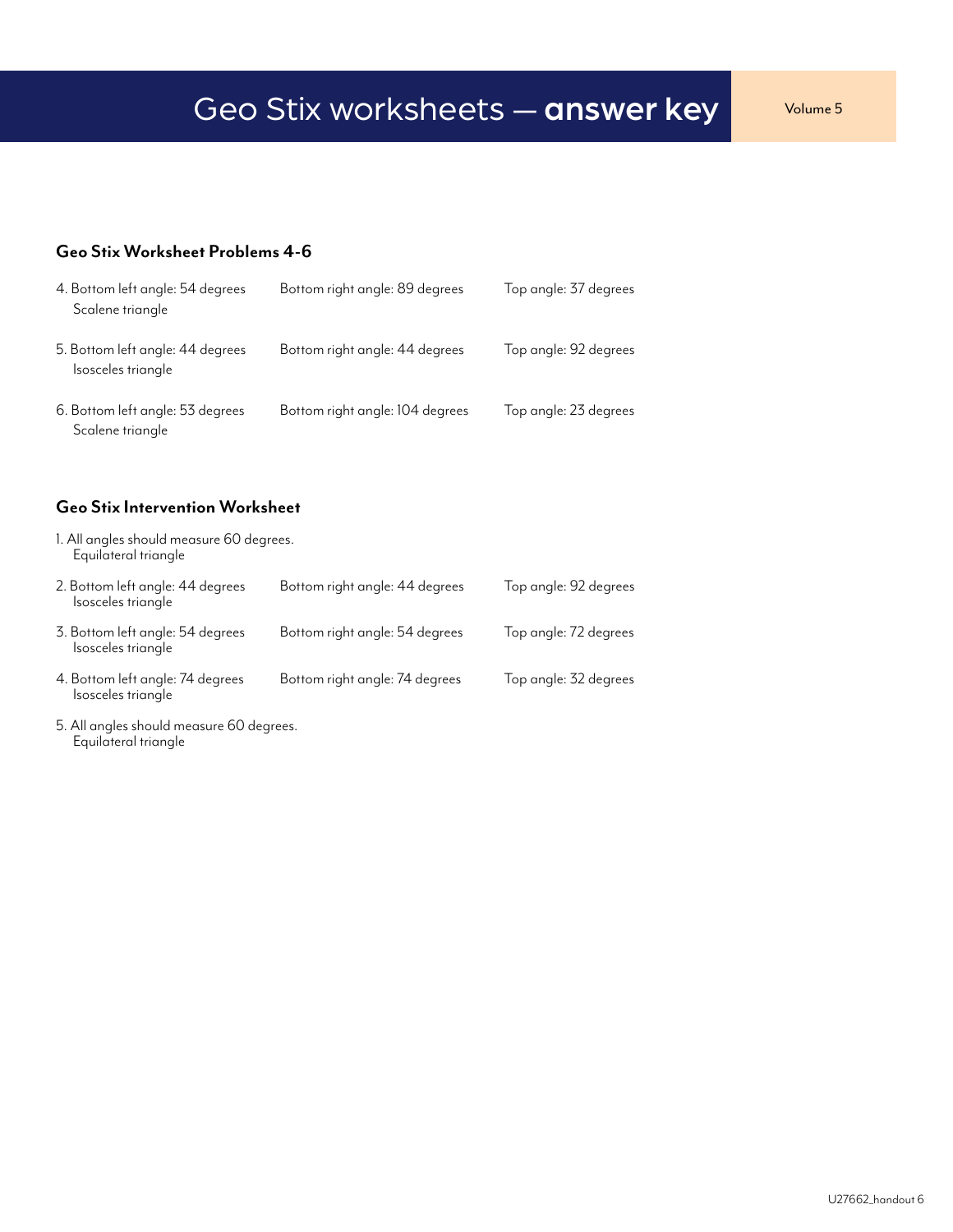# Geo Stix worksheets — **answer key**

Volume 5

### Geo Stix Worksheet Problems 4-6

4. Bottom left angle: 54 degrees  Bottom right angle: 89 degrees  Top angle: 37 degrees
   Scalene triangle

5. Bottom left angle: 44 degrees  Bottom right angle: 44 degrees  Top angle: 92 degrees
   Isosceles triangle

6. Bottom left angle: 53 degrees  Bottom right angle: 104 degrees  Top angle: 23 degrees
   Scalene triangle

### Geo Stix Intervention Worksheet

1. All angles should measure 60 degrees.
   Equilateral triangle

2. Bottom left angle: 44 degrees  Bottom right angle: 44 degrees  Top angle: 92 degrees
   Isosceles triangle

3. Bottom left angle: 54 degrees  Bottom right angle: 54 degrees  Top angle: 72 degrees
   Isosceles triangle

4. Bottom left angle: 74 degrees  Bottom right angle: 74 degrees  Top angle: 32 degrees
   Isosceles triangle

5. All angles should measure 60 degrees.
   Equilateral triangle